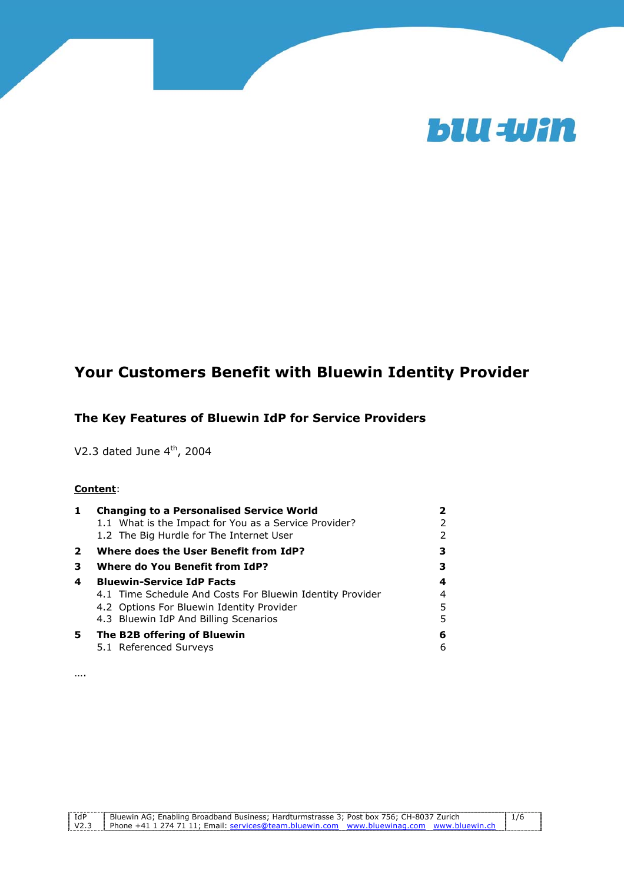# Your Customers Benefit with Bluewin Identity Provider

## The Key Features of Bluewin IdP for Service Providers

V2.3 dated June 4th, 2004

**Content**:

| | | |
|---|---|---|
| **1** | **Changing to a Personalised Service World** | **2** |
| | 1.1 What is the Impact for You as a Service Provider? | 2 |
| | 1.2 The Big Hurdle for The Internet User | 2 |
| **2** | **Where does the User Benefit from IdP?** | **3** |
| **3** | **Where do You Benefit from IdP?** | **3** |
| **4** | **Bluewin-Service IdP Facts** | **4** |
| | 4.1 Time Schedule And Costs For Bluewin Identity Provider | 4 |
| | 4.2 Options For Bluewin Identity Provider | 5 |
| | 4.3 Bluewin IdP And Billing Scenarios | 5 |
| **5** | **The B2B offering of Bluewin** | **6** |
| | 5.1 Referenced Surveys | 6 |

….

IdP V2.3 — Bluewin AG; Enabling Broadband Business; Hardturmstrasse 3; Post box 756; CH-8037 Zurich
Phone +41 1 274 71 11; Email: services@team.bluewin.com www.bluewinag.com www.bluewin.ch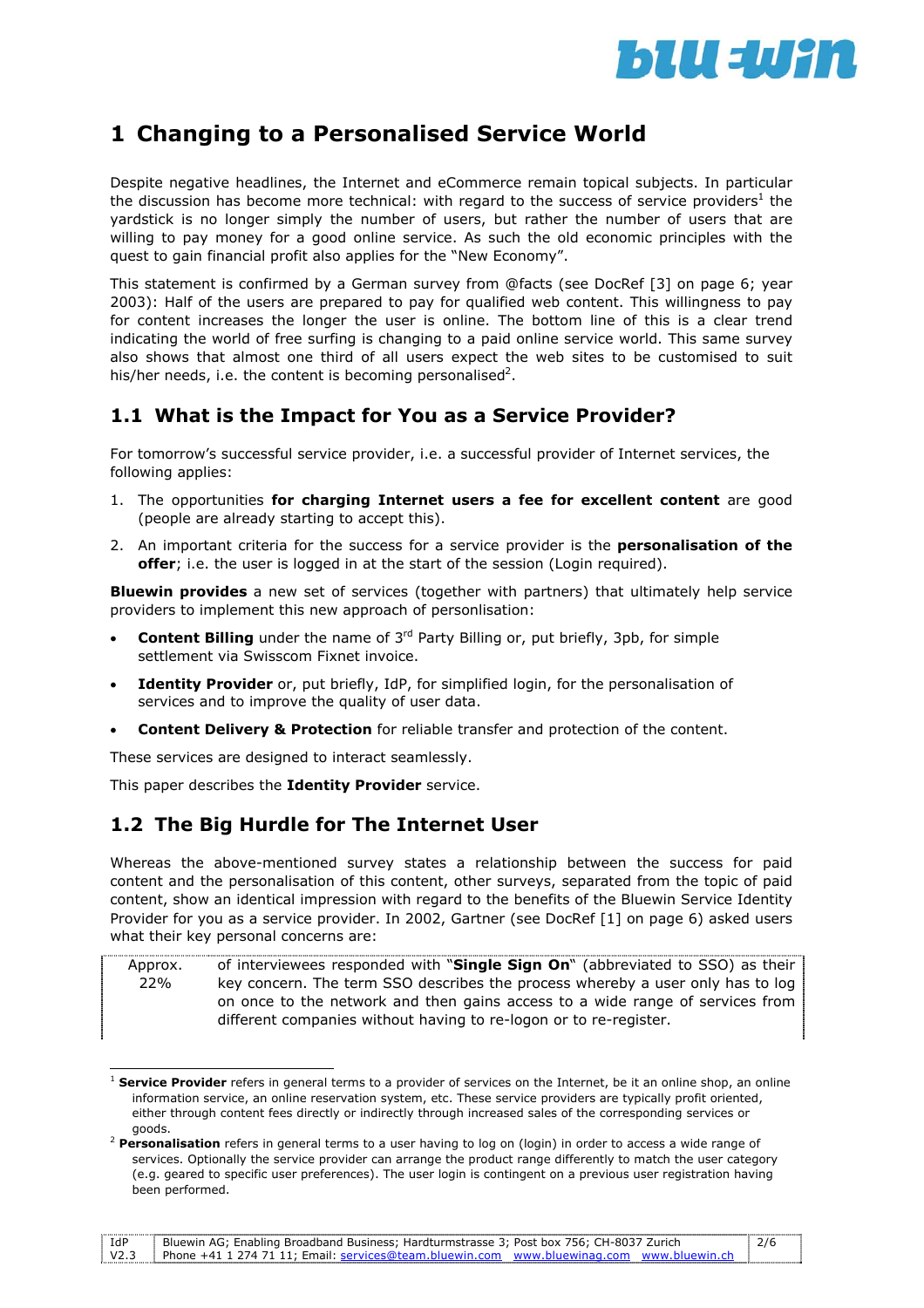# 1 Changing to a Personalised Service World

Despite negative headlines, the Internet and eCommerce remain topical subjects. In particular the discussion has become more technical: with regard to the success of service providers[1] the yardstick is no longer simply the number of users, but rather the number of users that are willing to pay money for a good online service. As such the old economic principles with the quest to gain financial profit also applies for the "New Economy".

This statement is confirmed by a German survey from @facts (see DocRef [3] on page 6; year 2003): Half of the users are prepared to pay for qualified web content. This willingness to pay for content increases the longer the user is online. The bottom line of this is a clear trend indicating the world of free surfing is changing to a paid online service world. This same survey also shows that almost one third of all users expect the web sites to be customised to suit his/her needs, i.e. the content is becoming personalised[2].

## 1.1 What is the Impact for You as a Service Provider?

For tomorrow's successful service provider, i.e. a successful provider of Internet services, the following applies:

1. The opportunities **for charging Internet users a fee for excellent content** are good (people are already starting to accept this).
2. An important criteria for the success for a service provider is the **personalisation of the offer**; i.e. the user is logged in at the start of the session (Login required).

**Bluewin provides** a new set of services (together with partners) that ultimately help service providers to implement this new approach of personlisation:

- **Content Billing** under the name of 3rd Party Billing or, put briefly, 3pb, for simple settlement via Swisscom Fixnet invoice.
- **Identity Provider** or, put briefly, IdP, for simplified login, for the personalisation of services and to improve the quality of user data.
- **Content Delivery & Protection** for reliable transfer and protection of the content.

These services are designed to interact seamlessly.

This paper describes the **Identity Provider** service.

## 1.2 The Big Hurdle for The Internet User

Whereas the above-mentioned survey states a relationship between the success for paid content and the personalisation of this content, other surveys, separated from the topic of paid content, show an identical impression with regard to the benefits of the Bluewin Service Identity Provider for you as a service provider. In 2002, Gartner (see DocRef [1] on page 6) asked users what their key personal concerns are:

| | |
|---|---|
| Approx. 22% | of interviewees responded with "**Single Sign On**" (abbreviated to SSO) as their key concern. The term SSO describes the process whereby a user only has to log on once to the network and then gains access to a wide range of services from different companies without having to re-logon or to re-register. |

---

[1] **Service Provider** refers in general terms to a provider of services on the Internet, be it an online shop, an online information service, an online reservation system, etc. These service providers are typically profit oriented, either through content fees directly or indirectly through increased sales of the corresponding services or goods.

[2] **Personalisation** refers in general terms to a user having to log on (login) in order to access a wide range of services. Optionally the service provider can arrange the product range differently to match the user category (e.g. geared to specific user preferences). The user login is contingent on a previous user registration having been performed.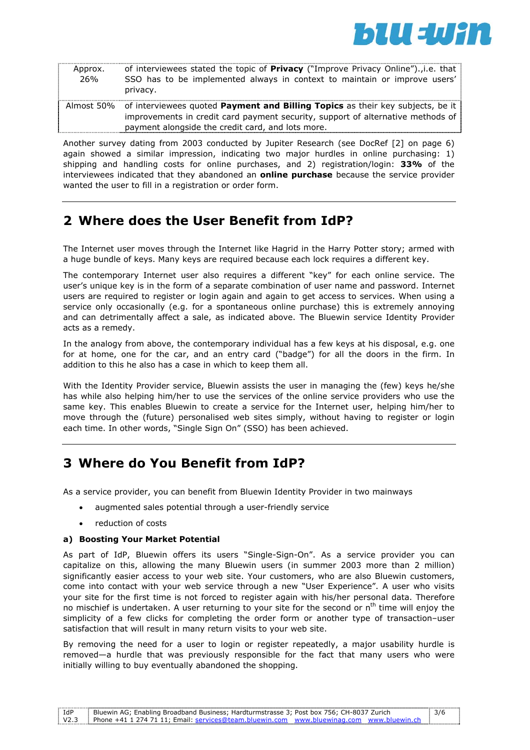| Approx. 26% | of interviewees stated the topic of **Privacy** ("Improve Privacy Online").,i.e. that SSO has to be implemented always in context to maintain or improve users' privacy. |
|---|---|
| Almost 50% | of interviewees quoted **Payment and Billing Topics** as their key subjects, be it improvements in credit card payment security, support of alternative methods of payment alongside the credit card, and lots more. |

Another survey dating from 2003 conducted by Jupiter Research (see DocRef [2] on page 6) again showed a similar impression, indicating two major hurdles in online purchasing: 1) shipping and handling costs for online purchases, and 2) registration/login: **33%** of the interviewees indicated that they abandoned an **online purchase** because the service provider wanted the user to fill in a registration or order form.

## 2 Where does the User Benefit from IdP?

The Internet user moves through the Internet like Hagrid in the Harry Potter story; armed with a huge bundle of keys. Many keys are required because each lock requires a different key.

The contemporary Internet user also requires a different "key" for each online service. The user's unique key is in the form of a separate combination of user name and password. Internet users are required to register or login again and again to get access to services. When using a service only occasionally (e.g. for a spontaneous online purchase) this is extremely annoying and can detrimentally affect a sale, as indicated above. The Bluewin service Identity Provider acts as a remedy.

In the analogy from above, the contemporary individual has a few keys at his disposal, e.g. one for at home, one for the car, and an entry card ("badge") for all the doors in the firm. In addition to this he also has a case in which to keep them all.

With the Identity Provider service, Bluewin assists the user in managing the (few) keys he/she has while also helping him/her to use the services of the online service providers who use the same key. This enables Bluewin to create a service for the Internet user, helping him/her to move through the (future) personalised web sites simply, without having to register or login each time. In other words, "Single Sign On" (SSO) has been achieved.

## 3 Where do You Benefit from IdP?

As a service provider, you can benefit from Bluewin Identity Provider in two mainways

- augmented sales potential through a user-friendly service
- reduction of costs

### a) Boosting Your Market Potential

As part of IdP, Bluewin offers its users "Single-Sign-On". As a service provider you can capitalize on this, allowing the many Bluewin users (in summer 2003 more than 2 million) significantly easier access to your web site. Your customers, who are also Bluewin customers, come into contact with your web service through a new "User Experience". A user who visits your site for the first time is not forced to register again with his/her personal data. Therefore no mischief is undertaken. A user returning to your site for the second or $n^{th}$ time will enjoy the simplicity of a few clicks for completing the order form or another type of transaction–user satisfaction that will result in many return visits to your web site.

By removing the need for a user to login or register repeatedly, a major usability hurdle is removed—a hurdle that was previously responsible for the fact that many users who were initially willing to buy eventually abandoned the shopping.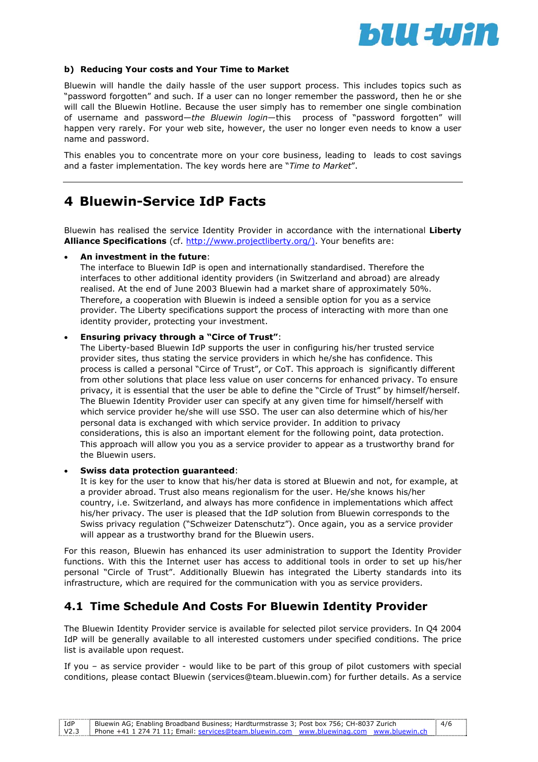**b) Reducing Your costs and Your Time to Market**

Bluewin will handle the daily hassle of the user support process. This includes topics such as "password forgotten" and such. If a user can no longer remember the password, then he or she will call the Bluewin Hotline. Because the user simply has to remember one single combination of username and password—*the Bluewin login*—this process of "password forgotten" will happen very rarely. For your web site, however, the user no longer even needs to know a user name and password.

This enables you to concentrate more on your core business, leading to leads to cost savings and a faster implementation. The key words here are "*Time to Market*".

---

# 4 Bluewin-Service IdP Facts

Bluewin has realised the service Identity Provider in accordance with the international **Liberty Alliance Specifications** (cf. http://www.projectliberty.org/). Your benefits are:

- **An investment in the future**:
  The interface to Bluewin IdP is open and internationally standardised. Therefore the interfaces to other additional identity providers (in Switzerland and abroad) are already realised. At the end of June 2003 Bluewin had a market share of approximately 50%. Therefore, a cooperation with Bluewin is indeed a sensible option for you as a service provider. The Liberty specifications support the process of interacting with more than one identity provider, protecting your investment.

- **Ensuring privacy through a "Circe of Trust"**:
  The Liberty-based Bluewin IdP supports the user in configuring his/her trusted service provider sites, thus stating the service providers in which he/she has confidence. This process is called a personal "Circe of Trust", or CoT. This approach is significantly different from other solutions that place less value on user concerns for enhanced privacy. To ensure privacy, it is essential that the user be able to define the "Circle of Trust" by himself/herself. The Bluewin Identity Provider user can specify at any given time for himself/herself with which service provider he/she will use SSO. The user can also determine which of his/her personal data is exchanged with which service provider. In addition to privacy considerations, this is also an important element for the following point, data protection. This approach will allow you you as a service provider to appear as a trustworthy brand for the Bluewin users.

- **Swiss data protection guaranteed**:
  It is key for the user to know that his/her data is stored at Bluewin and not, for example, at a provider abroad. Trust also means regionalism for the user. He/she knows his/her country, i.e. Switzerland, and always has more confidence in implementations which affect his/her privacy. The user is pleased that the IdP solution from Bluewin corresponds to the Swiss privacy regulation ("Schweizer Datenschutz"). Once again, you as a service provider will appear as a trustworthy brand for the Bluewin users.

For this reason, Bluewin has enhanced its user administration to support the Identity Provider functions. With this the Internet user has access to additional tools in order to set up his/her personal "Circle of Trust". Additionally Bluewin has integrated the Liberty standards into its infrastructure, which are required for the communication with you as service providers.

## 4.1 Time Schedule And Costs For Bluewin Identity Provider

The Bluewin Identity Provider service is available for selected pilot service providers. In Q4 2004 IdP will be generally available to all interested customers under specified conditions. The price list is available upon request.

If you – as service provider - would like to be part of this group of pilot customers with special conditions, please contact Bluewin (services@team.bluewin.com) for further details. As a service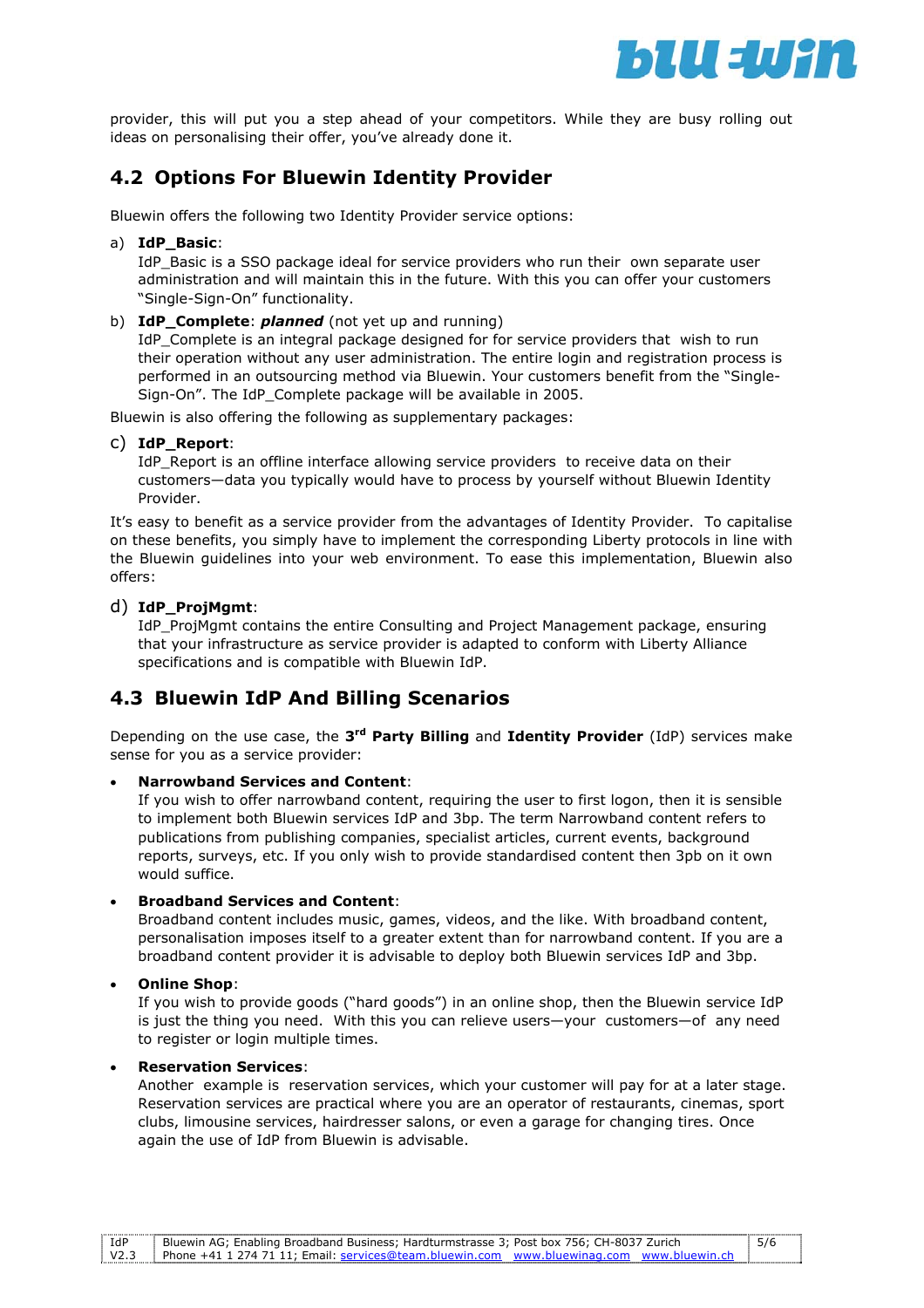provider, this will put you a step ahead of your competitors. While they are busy rolling out ideas on personalising their offer, you've already done it.

## 4.2 Options For Bluewin Identity Provider

Bluewin offers the following two Identity Provider service options:

a) **IdP_Basic**:
   IdP_Basic is a SSO package ideal for service providers who run their own separate user administration and will maintain this in the future. With this you can offer your customers "Single-Sign-On" functionality.

b) **IdP_Complete**: ***planned*** (not yet up and running)
   IdP_Complete is an integral package designed for for service providers that wish to run their operation without any user administration. The entire login and registration process is performed in an outsourcing method via Bluewin. Your customers benefit from the "Single-Sign-On". The IdP_Complete package will be available in 2005.

Bluewin is also offering the following as supplementary packages:

c) **IdP_Report**:
   IdP_Report is an offline interface allowing service providers to receive data on their customers—data you typically would have to process by yourself without Bluewin Identity Provider.

It's easy to benefit as a service provider from the advantages of Identity Provider. To capitalise on these benefits, you simply have to implement the corresponding Liberty protocols in line with the Bluewin guidelines into your web environment. To ease this implementation, Bluewin also offers:

d) **IdP_ProjMgmt**:
   IdP_ProjMgmt contains the entire Consulting and Project Management package, ensuring that your infrastructure as service provider is adapted to conform with Liberty Alliance specifications and is compatible with Bluewin IdP.

## 4.3 Bluewin IdP And Billing Scenarios

Depending on the use case, the **3rd Party Billing** and **Identity Provider** (IdP) services make sense for you as a service provider:

- **Narrowband Services and Content**:
  If you wish to offer narrowband content, requiring the user to first logon, then it is sensible to implement both Bluewin services IdP and 3bp. The term Narrowband content refers to publications from publishing companies, specialist articles, current events, background reports, surveys, etc. If you only wish to provide standardised content then 3pb on it own would suffice.

- **Broadband Services and Content**:
  Broadband content includes music, games, videos, and the like. With broadband content, personalisation imposes itself to a greater extent than for narrowband content. If you are a broadband content provider it is advisable to deploy both Bluewin services IdP and 3bp.

- **Online Shop**:
  If you wish to provide goods ("hard goods") in an online shop, then the Bluewin service IdP is just the thing you need. With this you can relieve users—your customers—of any need to register or login multiple times.

- **Reservation Services**:
  Another example is reservation services, which your customer will pay for at a later stage. Reservation services are practical where you are an operator of restaurants, cinemas, sport clubs, limousine services, hairdresser salons, or even a garage for changing tires. Once again the use of IdP from Bluewin is advisable.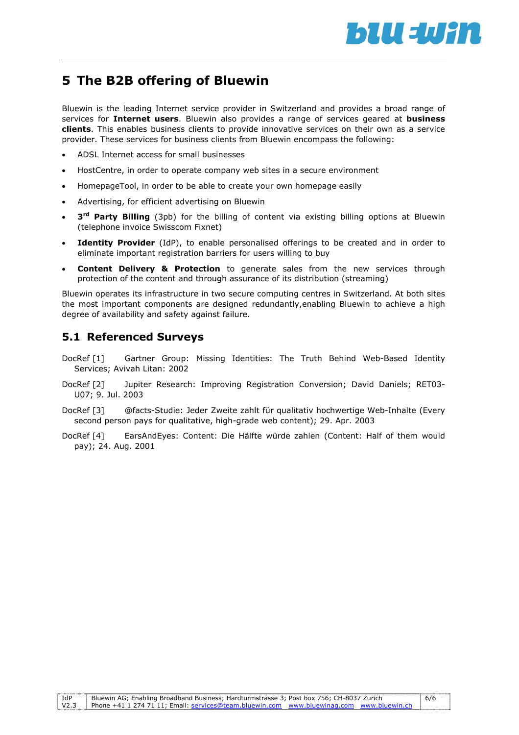# 5 The B2B offering of Bluewin

Bluewin is the leading Internet service provider in Switzerland and provides a broad range of services for **Internet users**. Bluewin also provides a range of services geared at **business clients**. This enables business clients to provide innovative services on their own as a service provider. These services for business clients from Bluewin encompass the following:

- ADSL Internet access for small businesses
- HostCentre, in order to operate company web sites in a secure environment
- HomepageTool, in order to be able to create your own homepage easily
- Advertising, for efficient advertising on Bluewin
- **3rd Party Billing** (3pb) for the billing of content via existing billing options at Bluewin (telephone invoice Swisscom Fixnet)
- **Identity Provider** (IdP), to enable personalised offerings to be created and in order to eliminate important registration barriers for users willing to buy
- **Content Delivery & Protection** to generate sales from the new services through protection of the content and through assurance of its distribution (streaming)

Bluewin operates its infrastructure in two secure computing centres in Switzerland. At both sites the most important components are designed redundantly,enabling Bluewin to achieve a high degree of availability and safety against failure.

## 5.1 Referenced Surveys

DocRef [1] Gartner Group: Missing Identities: The Truth Behind Web-Based Identity Services; Avivah Litan: 2002

DocRef [2] Jupiter Research: Improving Registration Conversion; David Daniels; RET03-U07; 9. Jul. 2003

DocRef [3] @facts-Studie: Jeder Zweite zahlt für qualitativ hochwertige Web-Inhalte (Every second person pays for qualitative, high-grade web content); 29. Apr. 2003

DocRef [4] EarsAndEyes: Content: Die Hälfte würde zahlen (Content: Half of them would pay); 24. Aug. 2001